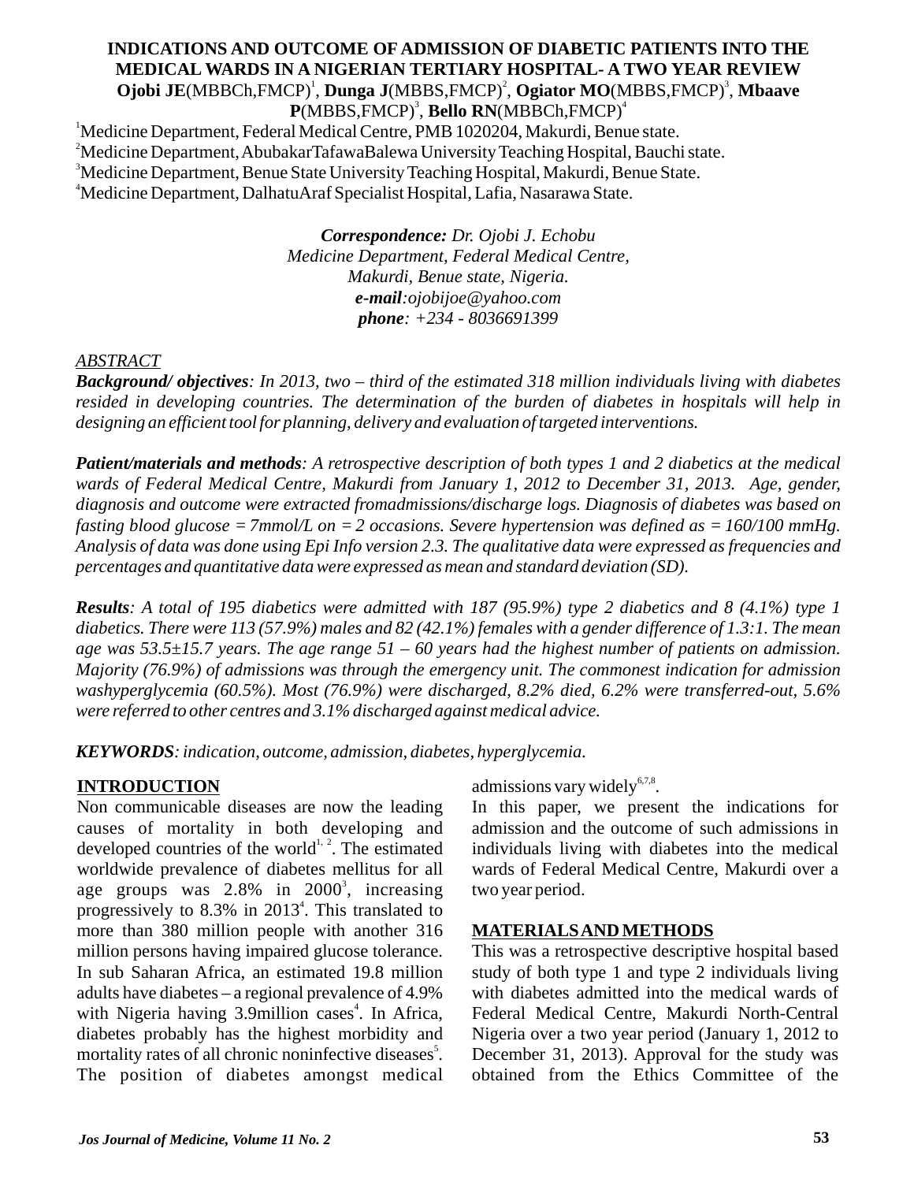# INDICATIONS AND OUTCOME OF ADMISSION OF DIABETIC PATIENTS INTO THE MEDICAL WARDS IN A NIGERIAN TERTIARY HOSPITAL- A TWO YEAR REVIEW

**Ojobi JE**(MBBCh,FMCP)[1], **Dunga J**(MBBS,FMCP)[2], **Ogiator MO**(MBBS,FMCP)[3], **Mbaave P**(MBBS,FMCP)[3], **Bello RN**(MBBCh,FMCP)[4]

[1]Medicine Department, Federal Medical Centre, PMB 1020204, Makurdi, Benue state.
[2]Medicine Department, AbubakarTafawaBalewa University Teaching Hospital, Bauchi state.
[3]Medicine Department, Benue State University Teaching Hospital, Makurdi, Benue State.
[4]Medicine Department, DalhatuAraf Specialist Hospital, Lafia, Nasarawa State.

***Correspondence:*** *Dr. Ojobi J. Echobu*
*Medicine Department, Federal Medical Centre,*
*Makurdi, Benue state, Nigeria.*
***e-mail****:ojobijoe@yahoo.com*
***phone****: +234 - 8036691399*

## ABSTRACT

***Background/ objectives****: In 2013, two – third of the estimated 318 million individuals living with diabetes resided in developing countries. The determination of the burden of diabetes in hospitals will help in designing an efficient tool for planning, delivery and evaluation of targeted interventions.*

***Patient/materials and methods****: A retrospective description of both types 1 and 2 diabetics at the medical wards of Federal Medical Centre, Makurdi from January 1, 2012 to December 31, 2013. Age, gender, diagnosis and outcome were extracted fromadmissions/discharge logs. Diagnosis of diabetes was based on fasting blood glucose = 7mmol/L on = 2 occasions. Severe hypertension was defined as = 160/100 mmHg. Analysis of data was done using Epi Info version 2.3. The qualitative data were expressed as frequencies and percentages and quantitative data were expressed as mean and standard deviation (SD).*

***Results****: A total of 195 diabetics were admitted with 187 (95.9%) type 2 diabetics and 8 (4.1%) type 1 diabetics. There were 113 (57.9%) males and 82 (42.1%) females with a gender difference of 1.3:1. The mean age was 53.5±15.7 years. The age range 51 – 60 years had the highest number of patients on admission. Majority (76.9%) of admissions was through the emergency unit. The commonest indication for admission washyperglycemia (60.5%). Most (76.9%) were discharged, 8.2% died, 6.2% were transferred-out, 5.6% were referred to other centres and 3.1% discharged against medical advice.*

***KEYWORDS****: indication, outcome, admission, diabetes, hyperglycemia.*

## INTRODUCTION

Non communicable diseases are now the leading causes of mortality in both developing and developed countries of the world[1, 2]. The estimated worldwide prevalence of diabetes mellitus for all age groups was 2.8% in 2000[3], increasing progressively to 8.3% in 2013[4]. This translated to more than 380 million people with another 316 million persons having impaired glucose tolerance. In sub Saharan Africa, an estimated 19.8 million adults have diabetes – a regional prevalence of 4.9% with Nigeria having 3.9million cases[4]. In Africa, diabetes probably has the highest morbidity and mortality rates of all chronic noninfective diseases[5]. The position of diabetes amongst medical admissions vary widely[6,7,8].

In this paper, we present the indications for admission and the outcome of such admissions in individuals living with diabetes into the medical wards of Federal Medical Centre, Makurdi over a two year period.

## MATERIALS AND METHODS

This was a retrospective descriptive hospital based study of both type 1 and type 2 individuals living with diabetes admitted into the medical wards of Federal Medical Centre, Makurdi North-Central Nigeria over a two year period (January 1, 2012 to December 31, 2013). Approval for the study was obtained from the Ethics Committee of the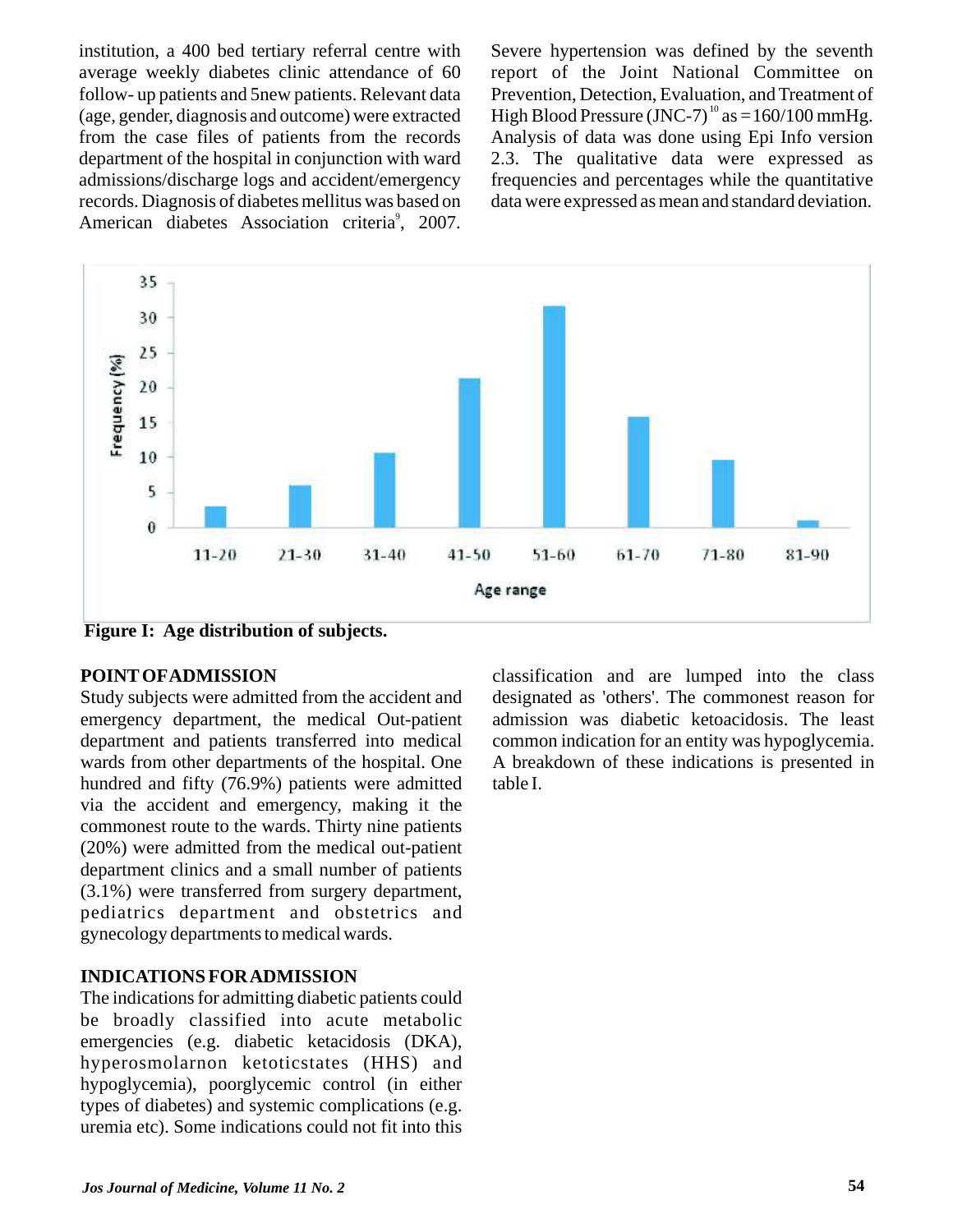institution, a 400 bed tertiary referral centre with average weekly diabetes clinic attendance of 60 follow- up patients and 5new patients. Relevant data (age, gender, diagnosis and outcome) were extracted from the case files of patients from the records department of the hospital in conjunction with ward admissions/discharge logs and accident/emergency records. Diagnosis of diabetes mellitus was based on American diabetes Association criteria[9], 2007. Severe hypertension was defined by the seventh report of the Joint National Committee on Prevention, Detection, Evaluation, and Treatment of High Blood Pressure (JNC-7)[10] as = 160/100 mmHg. Analysis of data was done using Epi Info version 2.3. The qualitative data were expressed as frequencies and percentages while the quantitative data were expressed as mean and standard deviation.

**Figure I: Age distribution of subjects.**

## POINT OF ADMISSION

Study subjects were admitted from the accident and emergency department, the medical Out-patient department and patients transferred into medical wards from other departments of the hospital. One hundred and fifty (76.9%) patients were admitted via the accident and emergency, making it the commonest route to the wards. Thirty nine patients (20%) were admitted from the medical out-patient department clinics and a small number of patients (3.1%) were transferred from surgery department, pediatrics department and obstetrics and gynecology departments to medical wards.

## INDICATIONS FOR ADMISSION

The indications for admitting diabetic patients could be broadly classified into acute metabolic emergencies (e.g. diabetic ketacidosis (DKA), hyperosmolarnon ketoticstates (HHS) and hypoglycemia), poorglycemic control (in either types of diabetes) and systemic complications (e.g. uremia etc). Some indications could not fit into this classification and are lumped into the class designated as 'others'. The commonest reason for admission was diabetic ketoacidosis. The least common indication for an entity was hypoglycemia. A breakdown of these indications is presented in table I.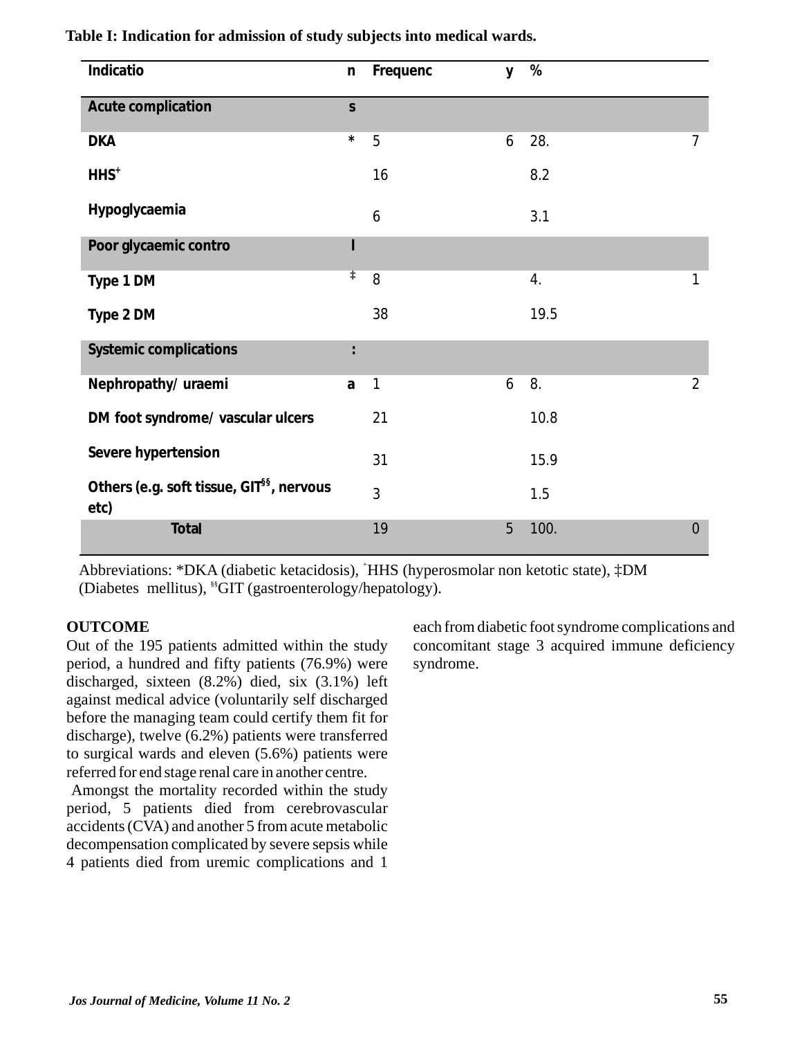**Table I: Indication for admission of study subjects into medical wards.**

| Indication | Frequency | % |
|---|---|---|
| **Acute complications** | | |
| DKA* | 56 | 28.7 |
| HHS+ | 16 | 8.2 |
| Hypoglycaemia | 6 | 3.1 |
| **Poor glycaemic control** | | |
| Type 1 DM‡ | 8 | 4.1 |
| Type 2 DM | 38 | 19.5 |
| **Systemic complications:** | | |
| Nephropathy/ uraemia | 16 | 8.2 |
| DM foot syndrome/ vascular ulcers | 21 | 10.8 |
| Severe hypertension | 31 | 15.9 |
| Others (e.g. soft tissue, GIT§§, nervous etc) | 3 | 1.5 |
| **Total** | 195 | 100.0 |

Abbreviations: *DKA (diabetic ketacidosis), +HHS (hyperosmolar non ketotic state), ‡DM (Diabetes mellitus), §§GIT (gastroenterology/hepatology).

**OUTCOME**

Out of the 195 patients admitted within the study period, a hundred and fifty patients (76.9%) were discharged, sixteen (8.2%) died, six (3.1%) left against medical advice (voluntarily self discharged before the managing team could certify them fit for discharge), twelve (6.2%) patients were transferred to surgical wards and eleven (5.6%) patients were referred for end stage renal care in another centre.

Amongst the mortality recorded within the study period, 5 patients died from cerebrovascular accidents (CVA) and another 5 from acute metabolic decompensation complicated by severe sepsis while 4 patients died from uremic complications and 1 each from diabetic foot syndrome complications and concomitant stage 3 acquired immune deficiency syndrome.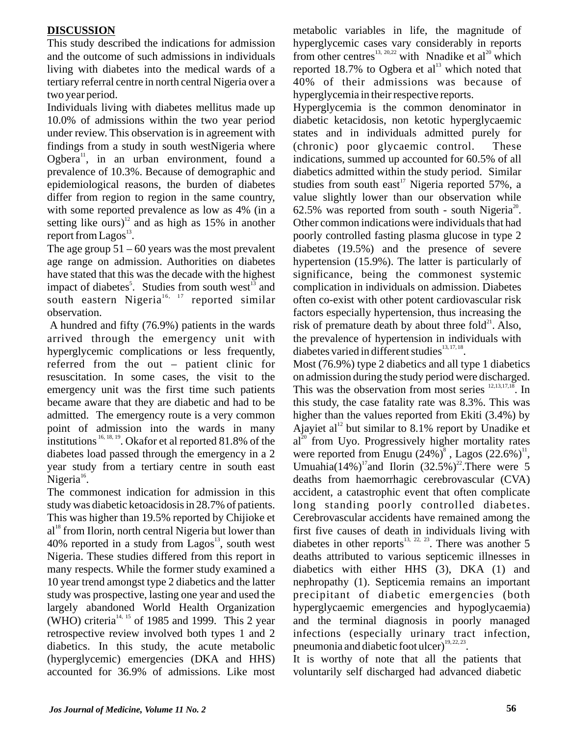## DISCUSSION

This study described the indications for admission and the outcome of such admissions in individuals living with diabetes into the medical wards of a tertiary referral centre in north central Nigeria over a two year period.

Individuals living with diabetes mellitus made up 10.0% of admissions within the two year period under review. This observation is in agreement with findings from a study in south westNigeria where Ogbera[11], in an urban environment, found a prevalence of 10.3%. Because of demographic and epidemiological reasons, the burden of diabetes differ from region to region in the same country, with some reported prevalence as low as 4% (in a setting like ours)[12] and as high as 15% in another report from Lagos[13].

The age group 51 – 60 years was the most prevalent age range on admission. Authorities on diabetes have stated that this was the decade with the highest impact of diabetes[5]. Studies from south west[13] and south eastern Nigeria[16, 17] reported similar observation.

A hundred and fifty (76.9%) patients in the wards arrived through the emergency unit with hyperglycemic complications or less frequently, referred from the out – patient clinic for resuscitation. In some cases, the visit to the emergency unit was the first time such patients became aware that they are diabetic and had to be admitted. The emergency route is a very common point of admission into the wards in many institutions[16, 18, 19]. Okafor et al reported 81.8% of the diabetes load passed through the emergency in a 2 year study from a tertiary centre in south east Nigeria[16].

The commonest indication for admission in this study was diabetic ketoacidosis in 28.7% of patients. This was higher than 19.5% reported by Chijioke et al[18] from Ilorin, north central Nigeria but lower than 40% reported in a study from Lagos[13], south west Nigeria. These studies differed from this report in many respects. While the former study examined a 10 year trend amongst type 2 diabetics and the latter study was prospective, lasting one year and used the largely abandoned World Health Organization (WHO) criteria[14, 15] of 1985 and 1999. This 2 year retrospective review involved both types 1 and 2 diabetics. In this study, the acute metabolic (hyperglycemic) emergencies (DKA and HHS) accounted for 36.9% of admissions. Like most metabolic variables in life, the magnitude of hyperglycemic cases vary considerably in reports from other centres[13, 20,22] with Nnadike et al[20] which reported 18.7% to Ogbera et al[13] which noted that 40% of their admissions was because of hyperglycemia in their respective reports.

Hyperglycemia is the common denominator in diabetic ketacidosis, non ketotic hyperglycaemic states and in individuals admitted purely for (chronic) poor glycaemic control. These indications, summed up accounted for 60.5% of all diabetics admitted within the study period. Similar studies from south east[17] Nigeria reported 57%, a value slightly lower than our observation while 62.5% was reported from south - south Nigeria[20]. Other common indications were individuals that had poorly controlled fasting plasma glucose in type 2 diabetes (19.5%) and the presence of severe hypertension (15.9%). The latter is particularly of significance, being the commonest systemic complication in individuals on admission. Diabetes often co-exist with other potent cardiovascular risk factors especially hypertension, thus increasing the risk of premature death by about three fold[21]. Also, the prevalence of hypertension in individuals with diabetes varied in different studies[13, 17, 18].

Most (76.9%) type 2 diabetics and all type 1 diabetics on admission during the study period were discharged. This was the observation from most series[12,13,17,18]. In this study, the case fatality rate was 8.3%. This was higher than the values reported from Ekiti (3.4%) by Ajayiet al[12] but similar to 8.1% report by Unadike et al[20] from Uyo. Progressively higher mortality rates were reported from Enugu (24%)[8], Lagos (22.6%)[11], Umuahia(14%)[17]and Ilorin (32.5%)[22].There were 5 deaths from haemorrhagic cerebrovascular (CVA) accident, a catastrophic event that often complicate long standing poorly controlled diabetes. Cerebrovascular accidents have remained among the first five causes of death in individuals living with diabetes in other reports[13, 22, 23]. There was another 5 deaths attributed to various septicemic illnesses in diabetics with either HHS (3), DKA (1) and nephropathy (1). Septicemia remains an important precipitant of diabetic emergencies (both hyperglycaemic emergencies and hypoglycaemia) and the terminal diagnosis in poorly managed infections (especially urinary tract infection, pneumonia and diabetic foot ulcer)[19,22,23].

It is worthy of note that all the patients that voluntarily self discharged had advanced diabetic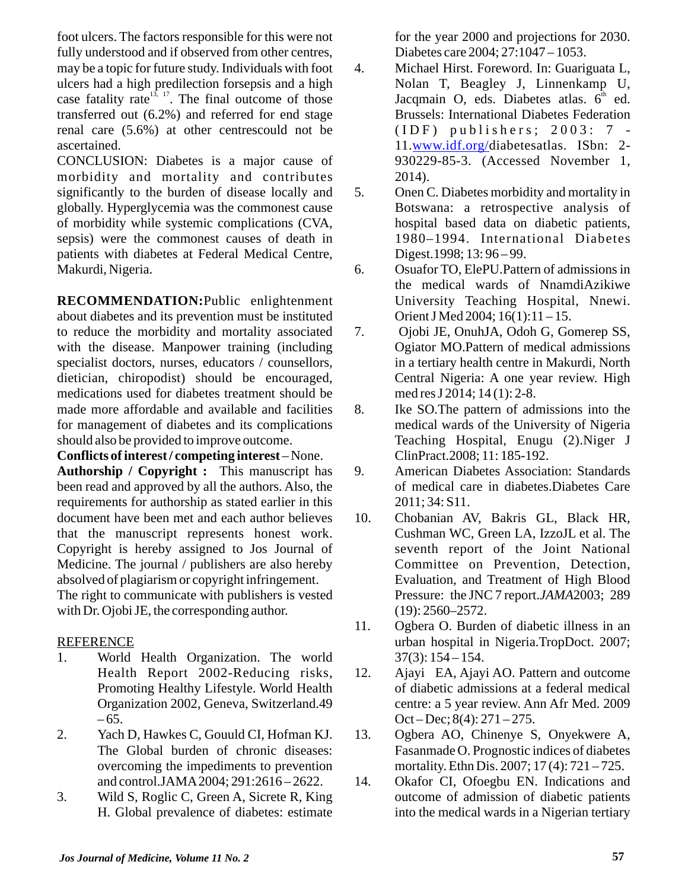foot ulcers. The factors responsible for this were not fully understood and if observed from other centres, may be a topic for future study. Individuals with foot ulcers had a high predilection forsepsis and a high case fatality rate[13, 17]. The final outcome of those transferred out (6.2%) and referred for end stage renal care (5.6%) at other centrescould not be ascertained.

CONCLUSION: Diabetes is a major cause of morbidity and mortality and contributes significantly to the burden of disease locally and globally. Hyperglycemia was the commonest cause of morbidity while systemic complications (CVA, sepsis) were the commonest causes of death in patients with diabetes at Federal Medical Centre, Makurdi, Nigeria.

**RECOMMENDATION:**Public enlightenment about diabetes and its prevention must be instituted to reduce the morbidity and mortality associated with the disease. Manpower training (including specialist doctors, nurses, educators / counsellors, dietician, chiropodist) should be encouraged, medications used for diabetes treatment should be made more affordable and available and facilities for management of diabetes and its complications should also be provided to improve outcome.

**Conflicts of interest / competing interest** – None.

**Authorship / Copyright :** This manuscript has been read and approved by all the authors. Also, the requirements for authorship as stated earlier in this document have been met and each author believes that the manuscript represents honest work. Copyright is hereby assigned to Jos Journal of Medicine. The journal / publishers are also hereby absolved of plagiarism or copyright infringement. The right to communicate with publishers is vested with Dr. Ojobi JE, the corresponding author.

REFERENCE

1. World Health Organization. The world Health Report 2002-Reducing risks, Promoting Healthy Lifestyle. World Health Organization 2002, Geneva, Switzerland.49 – 65.
2. Yach D, Hawkes C, Gouuld CI, Hofman KJ. The Global burden of chronic diseases: overcoming the impediments to prevention and control.JAMA 2004; 291:2616 – 2622.
3. Wild S, Roglic C, Green A, Sicrete R, King H. Global prevalence of diabetes: estimate for the year 2000 and projections for 2030. Diabetes care 2004; 27:1047 – 1053.
4. Michael Hirst. Foreword. In: Guariguata L, Nolan T, Beagley J, Linnenkamp U, Jacqmain O, eds. Diabetes atlas. 6th ed. Brussels: International Diabetes Federation (IDF) publishers; 2003: 7 - 11.www.idf.org/diabetesatlas. ISbn: 2-930229-85-3. (Accessed November 1, 2014).
5. Onen C. Diabetes morbidity and mortality in Botswana: a retrospective analysis of hospital based data on diabetic patients, 1980–1994. International Diabetes Digest.1998; 13: 96 – 99.
6. Osuafor TO, ElePU.Pattern of admissions in the medical wards of NnamdiAzikiwe University Teaching Hospital, Nnewi. Orient J Med 2004; 16(1):11 – 15.
7. Ojobi JE, OnuhJA, Odoh G, Gomerep SS, Ogiator MO.Pattern of medical admissions in a tertiary health centre in Makurdi, North Central Nigeria: A one year review. High med res J 2014; 14 (1): 2-8.
8. Ike SO.The pattern of admissions into the medical wards of the University of Nigeria Teaching Hospital, Enugu (2).Niger J ClinPract.2008; 11: 185-192.
9. American Diabetes Association: Standards of medical care in diabetes.Diabetes Care 2011; 34: S11.
10. Chobanian AV, Bakris GL, Black HR, Cushman WC, Green LA, IzzoJL et al. The seventh report of the Joint National Committee on Prevention, Detection, Evaluation, and Treatment of High Blood Pressure: the JNC 7 report.*JAMA*2003; 289 (19): 2560–2572.
11. Ogbera O. Burden of diabetic illness in an urban hospital in Nigeria.TropDoct. 2007; 37(3): 154 – 154.
12. Ajayi EA, Ajayi AO. Pattern and outcome of diabetic admissions at a federal medical centre: a 5 year review. Ann Afr Med. 2009 Oct – Dec; 8(4): 271 – 275.
13. Ogbera AO, Chinenye S, Onyekwere A, Fasanmade O. Prognostic indices of diabetes mortality. Ethn Dis. 2007; 17 (4): 721 – 725.
14. Okafor CI, Ofoegbu EN. Indications and outcome of admission of diabetic patients into the medical wards in a Nigerian tertiary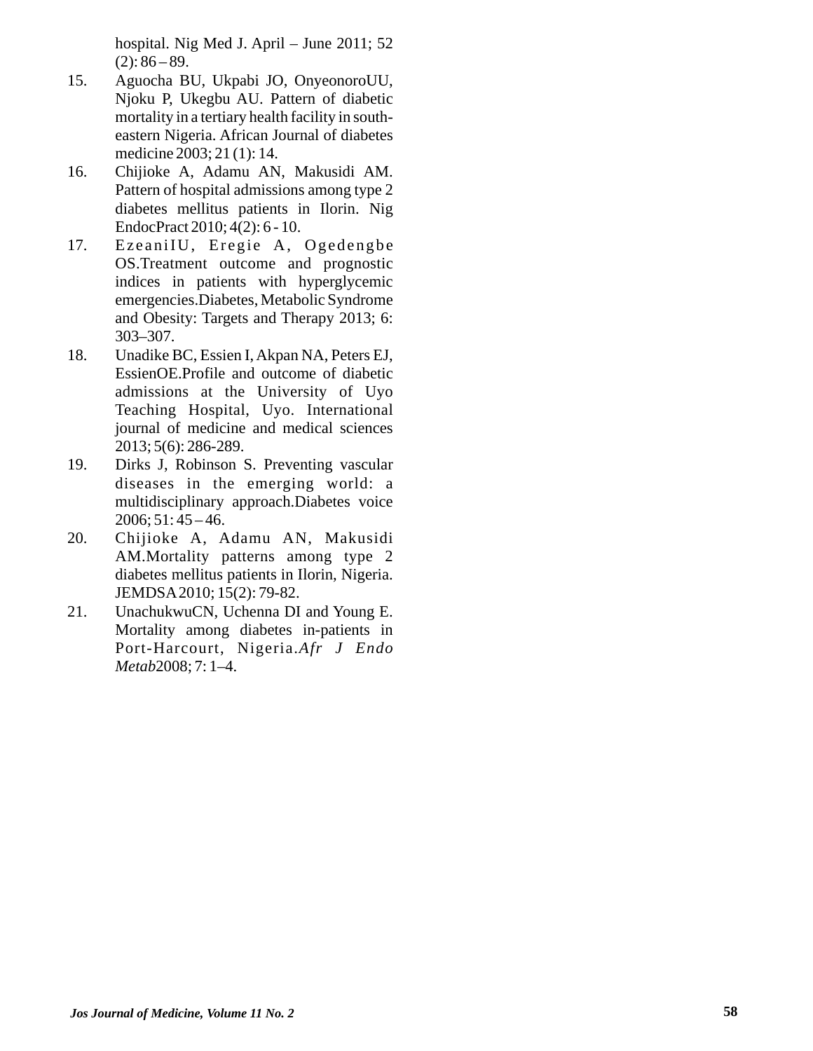hospital. Nig Med J. April – June 2011; 52 (2): 86 – 89.

15. Aguocha BU, Ukpabi JO, OnyeonoroUU, Njoku P, Ukegbu AU. Pattern of diabetic mortality in a tertiary health facility in south-eastern Nigeria. African Journal of diabetes medicine 2003; 21 (1): 14.
16. Chijioke A, Adamu AN, Makusidi AM. Pattern of hospital admissions among type 2 diabetes mellitus patients in Ilorin. Nig EndocPract 2010; 4(2): 6 - 10.
17. EzeaniIU, Eregie A, Ogedengbe OS.Treatment outcome and prognostic indices in patients with hyperglycemic emergencies.Diabetes, Metabolic Syndrome and Obesity: Targets and Therapy 2013; 6: 303–307.
18. Unadike BC, Essien I, Akpan NA, Peters EJ, EssienOE.Profile and outcome of diabetic admissions at the University of Uyo Teaching Hospital, Uyo. International journal of medicine and medical sciences 2013; 5(6): 286-289.
19. Dirks J, Robinson S. Preventing vascular diseases in the emerging world: a multidisciplinary approach.Diabetes voice 2006; 51: 45 – 46.
20. Chijioke A, Adamu AN, Makusidi AM.Mortality patterns among type 2 diabetes mellitus patients in Ilorin, Nigeria. JEMDSA 2010; 15(2): 79-82.
21. UnachukwuCN, Uchenna DI and Young E. Mortality among diabetes in-patients in Port-Harcourt, Nigeria.*Afr J Endo Metab*2008; 7: 1–4.